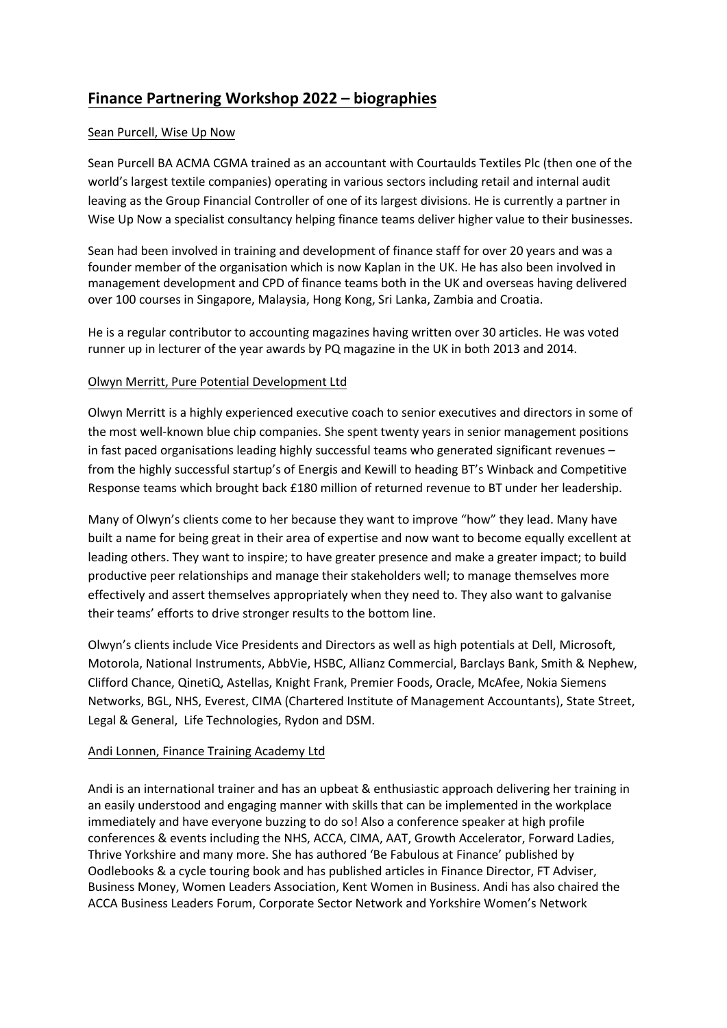# Finance Partnering Workshop 2022 – biographies

Sean Purcell, Wise Up Now

Sean Purcell BA ACMA CGMA trained as an accountant with Courtaulds Textiles Plc (then one of the world's largest textile companies) operating in various sectors including retail and internal audit leaving as the Group Financial Controller of one of its largest divisions. He is currently a partner in Wise Up Now a specialist consultancy helping finance teams deliver higher value to their businesses.

Sean had been involved in training and development of finance staff for over 20 years and was a founder member of the organisation which is now Kaplan in the UK. He has also been involved in management development and CPD of finance teams both in the UK and overseas having delivered over 100 courses in Singapore, Malaysia, Hong Kong, Sri Lanka, Zambia and Croatia.

He is a regular contributor to accounting magazines having written over 30 articles. He was voted runner up in lecturer of the year awards by PQ magazine in the UK in both 2013 and 2014.

Olwyn Merritt, Pure Potential Development Ltd

Olwyn Merritt is a highly experienced executive coach to senior executives and directors in some of the most well-known blue chip companies. She spent twenty years in senior management positions in fast paced organisations leading highly successful teams who generated significant revenues – from the highly successful startup's of Energis and Kewill to heading BT's Winback and Competitive Response teams which brought back £180 million of returned revenue to BT under her leadership.

Many of Olwyn's clients come to her because they want to improve "how" they lead. Many have built a name for being great in their area of expertise and now want to become equally excellent at leading others. They want to inspire; to have greater presence and make a greater impact; to build productive peer relationships and manage their stakeholders well; to manage themselves more effectively and assert themselves appropriately when they need to. They also want to galvanise their teams' efforts to drive stronger results to the bottom line.

Olwyn's clients include Vice Presidents and Directors as well as high potentials at Dell, Microsoft, Motorola, National Instruments, AbbVie, HSBC, Allianz Commercial, Barclays Bank, Smith & Nephew, Clifford Chance, QinetiQ, Astellas, Knight Frank, Premier Foods, Oracle, McAfee, Nokia Siemens Networks, BGL, NHS, Everest, CIMA (Chartered Institute of Management Accountants), State Street, Legal & General, Life Technologies, Rydon and DSM.

Andi Lonnen, Finance Training Academy Ltd

Andi is an international trainer and has an upbeat & enthusiastic approach delivering her training in an easily understood and engaging manner with skills that can be implemented in the workplace immediately and have everyone buzzing to do so! Also a conference speaker at high profile conferences & events including the NHS, ACCA, CIMA, AAT, Growth Accelerator, Forward Ladies, Thrive Yorkshire and many more. She has authored 'Be Fabulous at Finance' published by Oodlebooks & a cycle touring book and has published articles in Finance Director, FT Adviser, Business Money, Women Leaders Association, Kent Women in Business. Andi has also chaired the ACCA Business Leaders Forum, Corporate Sector Network and Yorkshire Women's Network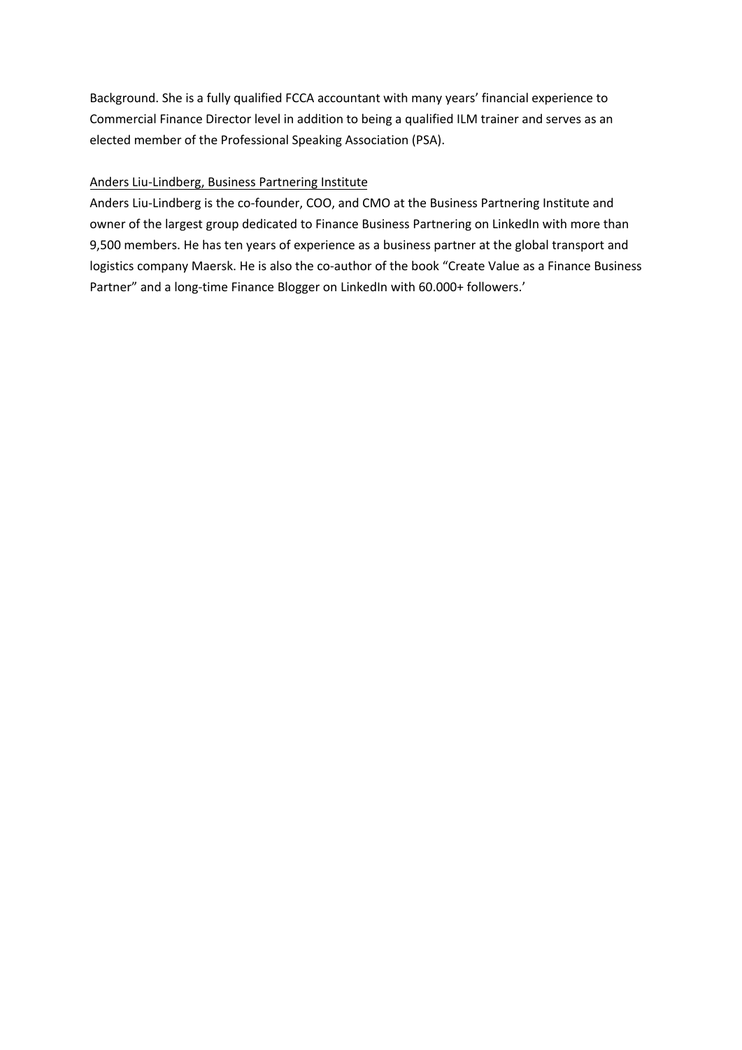Background. She is a fully qualified FCCA accountant with many years' financial experience to Commercial Finance Director level in addition to being a qualified ILM trainer and serves as an elected member of the Professional Speaking Association (PSA).

Anders Liu-Lindberg, Business Partnering Institute

Anders Liu-Lindberg is the co-founder, COO, and CMO at the Business Partnering Institute and owner of the largest group dedicated to Finance Business Partnering on LinkedIn with more than 9,500 members. He has ten years of experience as a business partner at the global transport and logistics company Maersk. He is also the co-author of the book "Create Value as a Finance Business Partner" and a long-time Finance Blogger on LinkedIn with 60.000+ followers.'